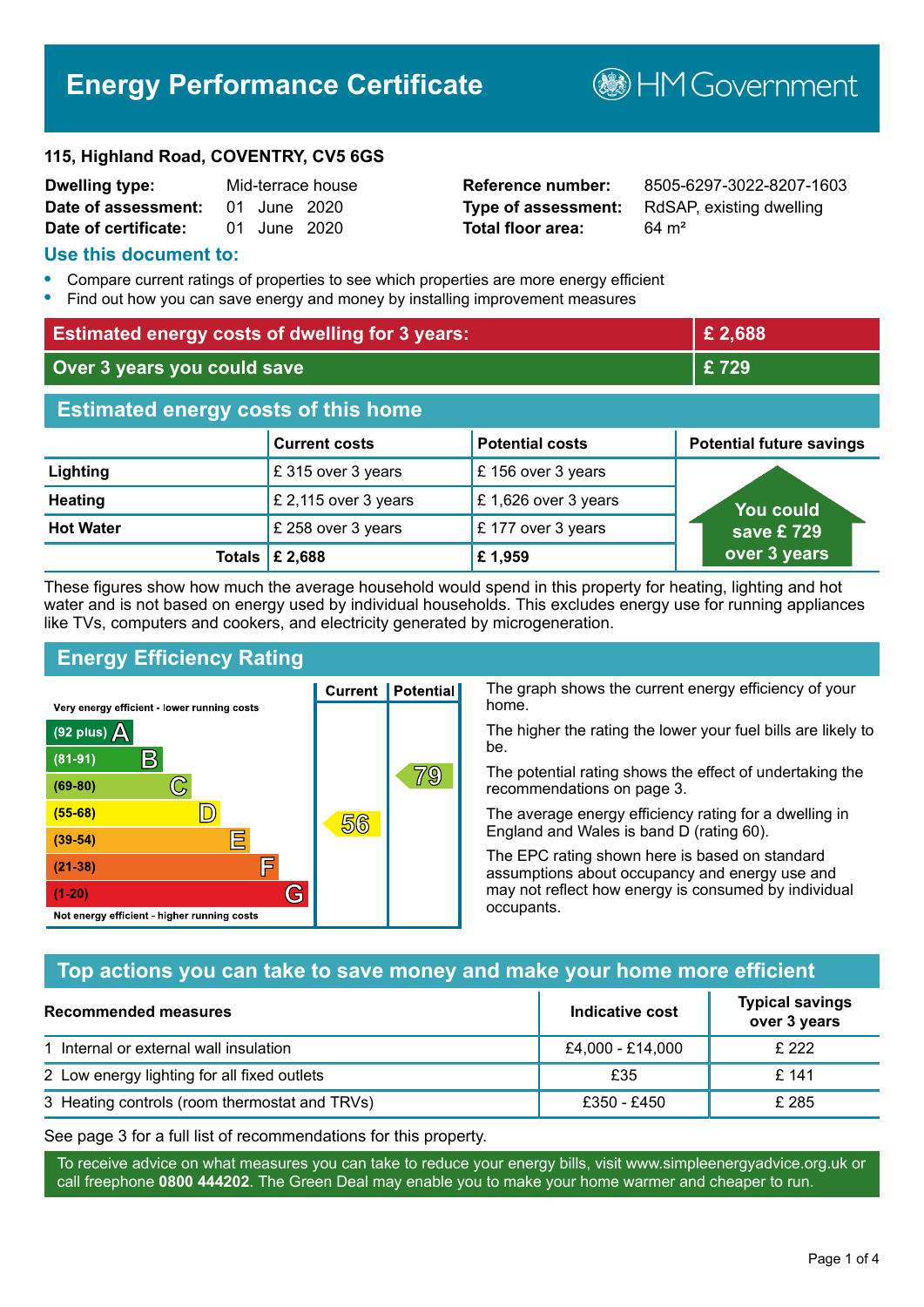# Energy Performance Certificate

HM Government

**115, Highland Road, COVENTRY, CV5 6GS**

| | | | |
|---|---|---|---|
| **Dwelling type:** | Mid-terrace house | **Reference number:** | 8505-6297-3022-8207-1603 |
| **Date of assessment:** | 01 June 2020 | **Type of assessment:** | RdSAP, existing dwelling |
| **Date of certificate:** | 01 June 2020 | **Total floor area:** | 64 m² |

## Use this document to:

- Compare current ratings of properties to see which properties are more energy efficient
- Find out how you can save energy and money by installing improvement measures

| | |
|---|---|
| **Estimated energy costs of dwelling for 3 years:** | **£ 2,688** |
| **Over 3 years you could save** | **£ 729** |

## Estimated energy costs of this home

| | Current costs | Potential costs | Potential future savings |
|---|---|---|---|
| **Lighting** | £ 315 over 3 years | £ 156 over 3 years | You could save £ 729 over 3 years |
| **Heating** | £ 2,115 over 3 years | £ 1,626 over 3 years | |
| **Hot Water** | £ 258 over 3 years | £ 177 over 3 years | |
| **Totals** | **£ 2,688** | **£ 1,959** | |

These figures show how much the average household would spend in this property for heating, lighting and hot water and is not based on energy used by individual households. This excludes energy use for running appliances like TVs, computers and cookers, and electricity generated by microgeneration.

## Energy Efficiency Rating

Very energy efficient - lower running costs

| Rating | Band | Current | Potential |
|---|---|---|---|
| (92 plus) | A | | |
| (81-91) | B | | |
| (69-80) | C | | 79 |
| (55-68) | D | 56 | |
| (39-54) | E | | |
| (21-38) | F | | |
| (1-20) | G | | |

Not energy efficient - higher running costs

The graph shows the current energy efficiency of your home.

The higher the rating the lower your fuel bills are likely to be.

The potential rating shows the effect of undertaking the recommendations on page 3.

The average energy efficiency rating for a dwelling in England and Wales is band D (rating 60).

The EPC rating shown here is based on standard assumptions about occupancy and energy use and may not reflect how energy is consumed by individual occupants.

## Top actions you can take to save money and make your home more efficient

| Recommended measures | Indicative cost | Typical savings over 3 years |
|---|---|---|
| 1 Internal or external wall insulation | £4,000 - £14,000 | £ 222 |
| 2 Low energy lighting for all fixed outlets | £35 | £ 141 |
| 3 Heating controls (room thermostat and TRVs) | £350 - £450 | £ 285 |

See page 3 for a full list of recommendations for this property.

To receive advice on what measures you can take to reduce your energy bills, visit www.simpleenergyadvice.org.uk or call freephone **0800 444202**. The Green Deal may enable you to make your home warmer and cheaper to run.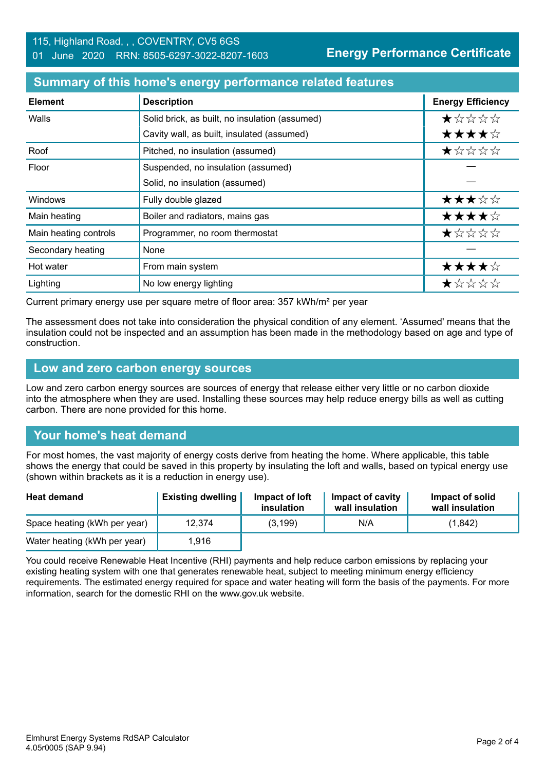115, Highland Road, , , COVENTRY, CV5 6GS
01 June 2020 RRN: 8505-6297-3022-8207-1603

**Energy Performance Certificate**

## Summary of this home's energy performance related features

| Element | Description | Energy Efficiency |
|---|---|---|
| Walls | Solid brick, as built, no insulation (assumed) | ★☆☆☆☆ |
| | Cavity wall, as built, insulated (assumed) | ★★★★☆ |
| Roof | Pitched, no insulation (assumed) | ★☆☆☆☆ |
| Floor | Suspended, no insulation (assumed) | — |
| | Solid, no insulation (assumed) | — |
| Windows | Fully double glazed | ★★★☆☆ |
| Main heating | Boiler and radiators, mains gas | ★★★★☆ |
| Main heating controls | Programmer, no room thermostat | ★☆☆☆☆ |
| Secondary heating | None | — |
| Hot water | From main system | ★★★★☆ |
| Lighting | No low energy lighting | ★☆☆☆☆ |

Current primary energy use per square metre of floor area: 357 kWh/m² per year

The assessment does not take into consideration the physical condition of any element. 'Assumed' means that the insulation could not be inspected and an assumption has been made in the methodology based on age and type of construction.

## Low and zero carbon energy sources

Low and zero carbon energy sources are sources of energy that release either very little or no carbon dioxide into the atmosphere when they are used. Installing these sources may help reduce energy bills as well as cutting carbon. There are none provided for this home.

## Your home's heat demand

For most homes, the vast majority of energy costs derive from heating the home. Where applicable, this table shows the energy that could be saved in this property by insulating the loft and walls, based on typical energy use (shown within brackets as it is a reduction in energy use).

| Heat demand | Existing dwelling | Impact of loft insulation | Impact of cavity wall insulation | Impact of solid wall insulation |
|---|---|---|---|---|
| Space heating (kWh per year) | 12,374 | (3,199) | N/A | (1,842) |
| Water heating (kWh per year) | 1,916 | | | |

You could receive Renewable Heat Incentive (RHI) payments and help reduce carbon emissions by replacing your existing heating system with one that generates renewable heat, subject to meeting minimum energy efficiency requirements. The estimated energy required for space and water heating will form the basis of the payments. For more information, search for the domestic RHI on the www.gov.uk website.

Elmhurst Energy Systems RdSAP Calculator
4.05r0005 (SAP 9.94)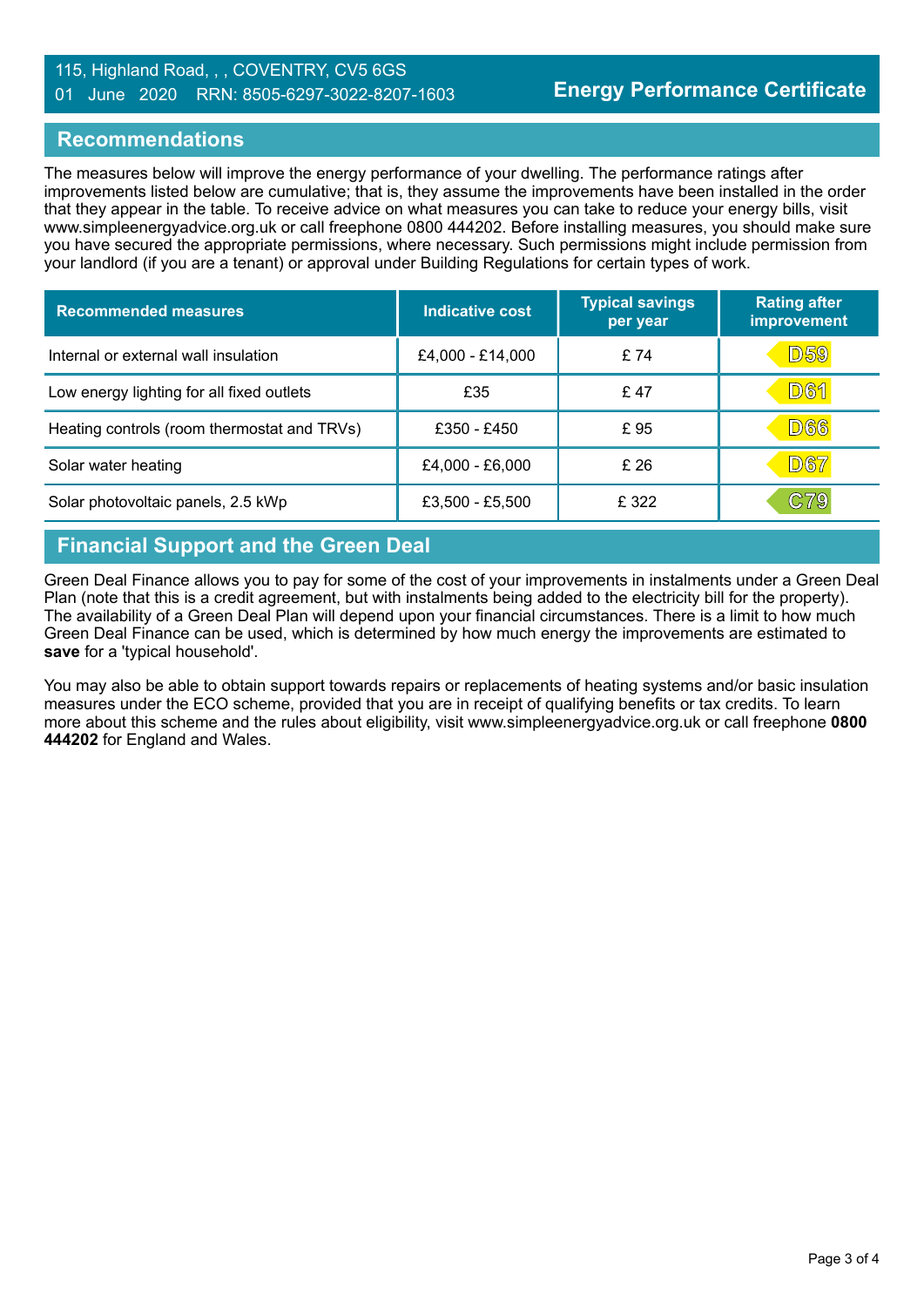## Recommendations

The measures below will improve the energy performance of your dwelling. The performance ratings after improvements listed below are cumulative; that is, they assume the improvements have been installed in the order that they appear in the table. To receive advice on what measures you can take to reduce your energy bills, visit www.simpleenergyadvice.org.uk or call freephone 0800 444202. Before installing measures, you should make sure you have secured the appropriate permissions, where necessary. Such permissions might include permission from your landlord (if you are a tenant) or approval under Building Regulations for certain types of work.

| Recommended measures | Indicative cost | Typical savings per year | Rating after improvement |
|---|---|---|---|
| Internal or external wall insulation | £4,000 - £14,000 | £ 74 | D59 |
| Low energy lighting for all fixed outlets | £35 | £ 47 | D61 |
| Heating controls (room thermostat and TRVs) | £350 - £450 | £ 95 | D66 |
| Solar water heating | £4,000 - £6,000 | £ 26 | D67 |
| Solar photovoltaic panels, 2.5 kWp | £3,500 - £5,500 | £ 322 | C79 |

## Financial Support and the Green Deal

Green Deal Finance allows you to pay for some of the cost of your improvements in instalments under a Green Deal Plan (note that this is a credit agreement, but with instalments being added to the electricity bill for the property). The availability of a Green Deal Plan will depend upon your financial circumstances. There is a limit to how much Green Deal Finance can be used, which is determined by how much energy the improvements are estimated to **save** for a 'typical household'.

You may also be able to obtain support towards repairs or replacements of heating systems and/or basic insulation measures under the ECO scheme, provided that you are in receipt of qualifying benefits or tax credits. To learn more about this scheme and the rules about eligibility, visit www.simpleenergyadvice.org.uk or call freephone **0800 444202** for England and Wales.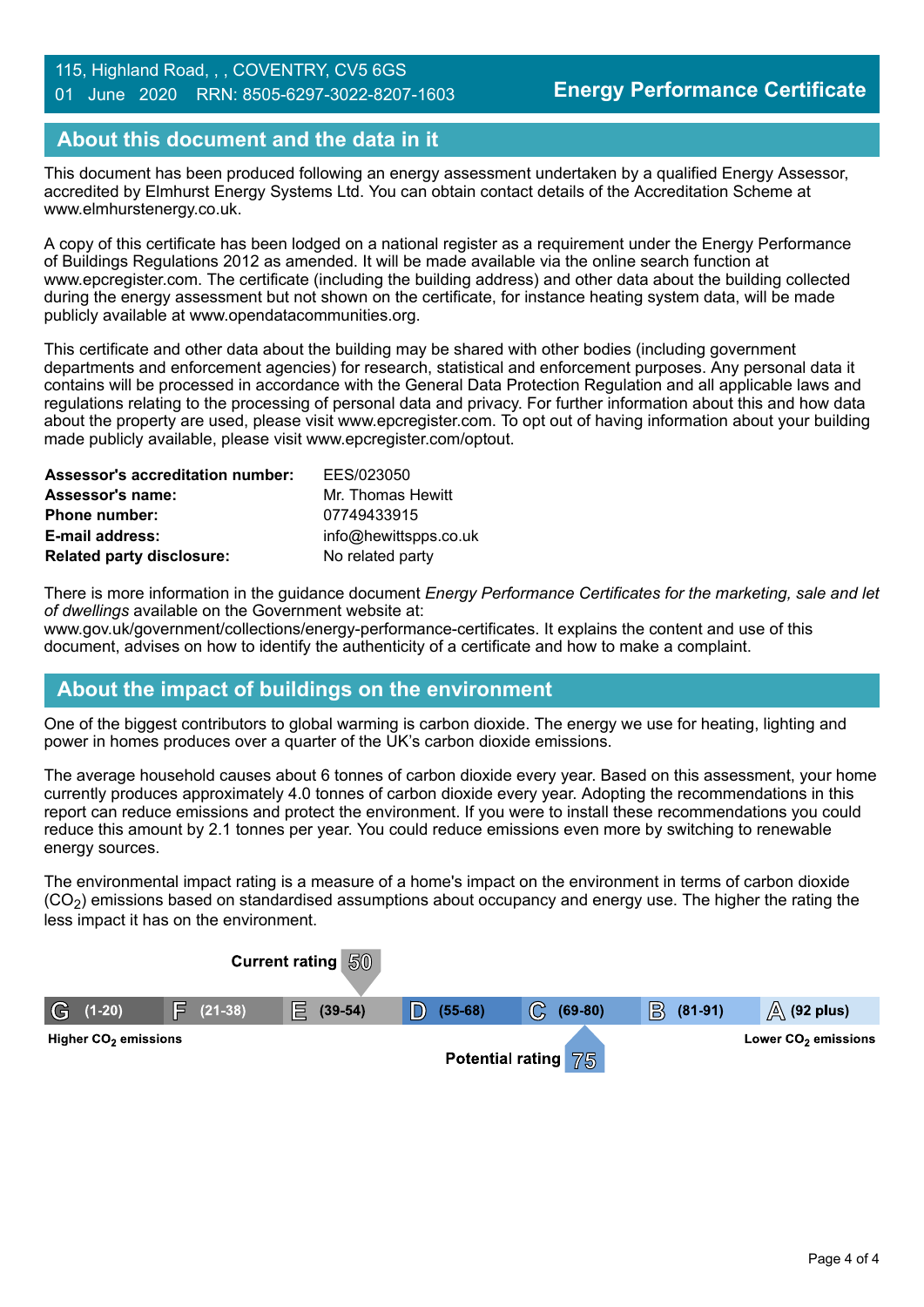115, Highland Road, , , COVENTRY, CV5 6GS
01 June 2020 RRN: 8505-6297-3022-8207-1603

**Energy Performance Certificate**

## About this document and the data in it

This document has been produced following an energy assessment undertaken by a qualified Energy Assessor, accredited by Elmhurst Energy Systems Ltd. You can obtain contact details of the Accreditation Scheme at www.elmhurstenergy.co.uk.

A copy of this certificate has been lodged on a national register as a requirement under the Energy Performance of Buildings Regulations 2012 as amended. It will be made available via the online search function at www.epcregister.com. The certificate (including the building address) and other data about the building collected during the energy assessment but not shown on the certificate, for instance heating system data, will be made publicly available at www.opendatacommunities.org.

This certificate and other data about the building may be shared with other bodies (including government departments and enforcement agencies) for research, statistical and enforcement purposes. Any personal data it contains will be processed in accordance with the General Data Protection Regulation and all applicable laws and regulations relating to the processing of personal data and privacy. For further information about this and how data about the property are used, please visit www.epcregister.com. To opt out of having information about your building made publicly available, please visit www.epcregister.com/optout.

| | |
|---|---|
| **Assessor's accreditation number:** | EES/023050 |
| **Assessor's name:** | Mr. Thomas Hewitt |
| **Phone number:** | 07749433915 |
| **E-mail address:** | info@hewittspps.co.uk |
| **Related party disclosure:** | No related party |

There is more information in the guidance document *Energy Performance Certificates for the marketing, sale and let of dwellings* available on the Government website at:
www.gov.uk/government/collections/energy-performance-certificates. It explains the content and use of this document, advises on how to identify the authenticity of a certificate and how to make a complaint.

## About the impact of buildings on the environment

One of the biggest contributors to global warming is carbon dioxide. The energy we use for heating, lighting and power in homes produces over a quarter of the UK's carbon dioxide emissions.

The average household causes about 6 tonnes of carbon dioxide every year. Based on this assessment, your home currently produces approximately 4.0 tonnes of carbon dioxide every year. Adopting the recommendations in this report can reduce emissions and protect the environment. If you were to install these recommendations you could reduce this amount by 2.1 tonnes per year. You could reduce emissions even more by switching to renewable energy sources.

The environmental impact rating is a measure of a home's impact on the environment in terms of carbon dioxide ($CO_2$) emissions based on standardised assumptions about occupancy and energy use. The higher the rating the less impact it has on the environment.

Current rating 50

G (1-20)
F (21-38)
E (39-54)
D (55-68)
C (69-80)
B (81-91)
A (92 plus)

Higher $CO_2$ emissions
Lower $CO_2$ emissions

Potential rating 75